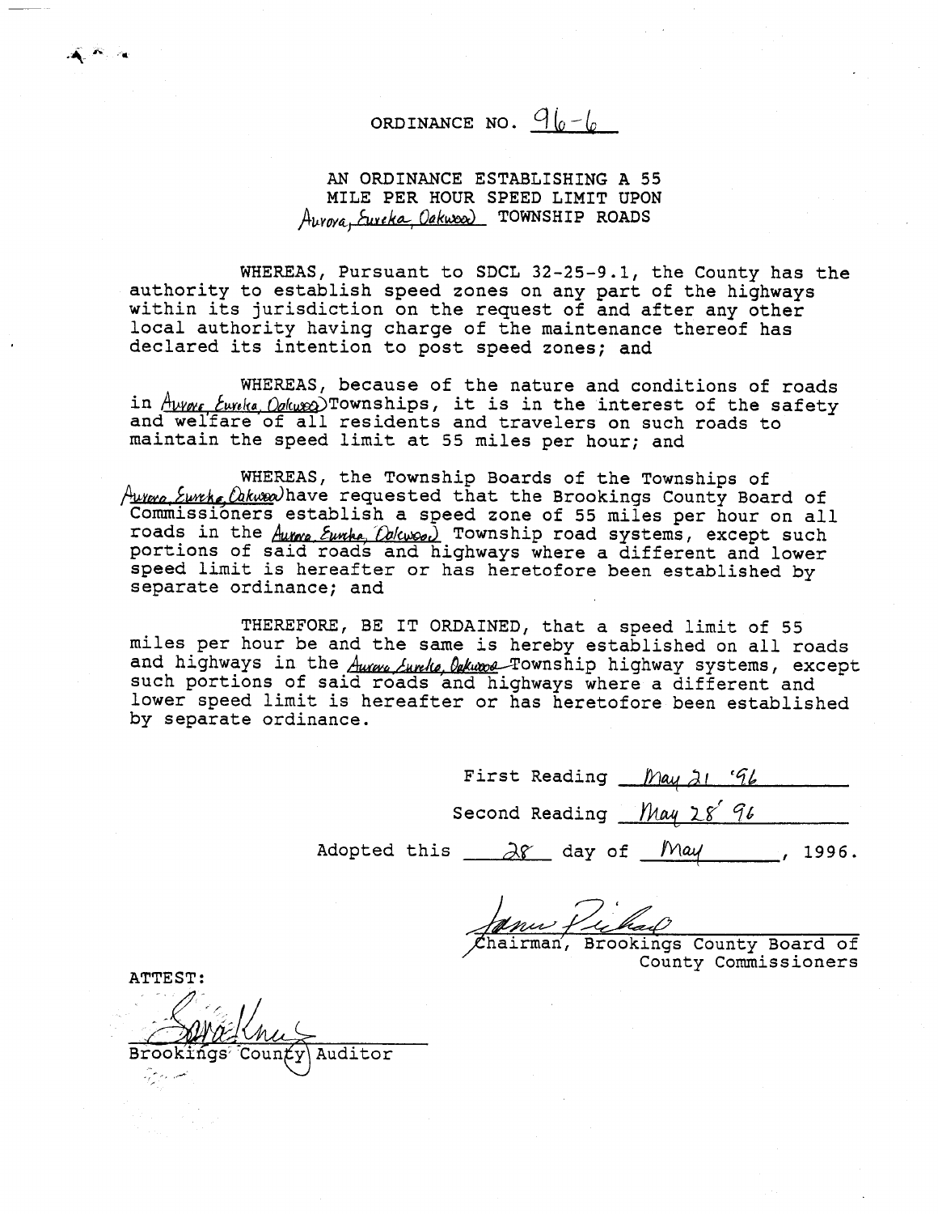# ORDINANCE NO. 96-6

## AN ORDINANCE ESTABLISHING A 55 MILE PER HOUR SPEED LIMIT UPON Aurora, Eureka, Oakwood TOWNSHIP ROADS

WHEREAS, Pursuant to SDCL 32-25-9.1, the County has the authority to establish speed zones on any part of the highways within its jurisdiction on the request of and after any other local authority having charge of the maintenance thereof has declared its intention to post speed zones; and

WHEREAS, because of the nature and conditions of roads in Aurora, Eureka, Oakwood Townships, it is in the interest of the safety and welfare of all residents and travelers on such roads to maintain the speed limit at 55 miles per hour; and

WHEREAS, the Township Boards of the Townships of Aurora, Eureka, Oakwood have requested that the Brookings County Board of Commissioners establish a speed zone of 55 miles per hour on all roads in the Aurora, Eureka, Oakwood Township road systems, except such portions of said roads and highways where a different and lower speed limit is hereafter or has heretofore been established by separate ordinance; and

THEREFORE, BE IT ORDAINED, that a speed limit of 55 miles per hour be and the same is hereby established on all roads and highways in the Aurora, Eureka, Oakwood Township highway systems, except such portions of said roads and highways where a different and lower speed limit is hereafter or has heretofore been established by separate ordinance.

First Reading May 21 '96

Second Reading May 28' 96

Adopted this 28 day of May, 1996.

[Signature]
Chairman, Brookings County Board of County Commissioners

ATTEST:

[Signature]
Brookings County Auditor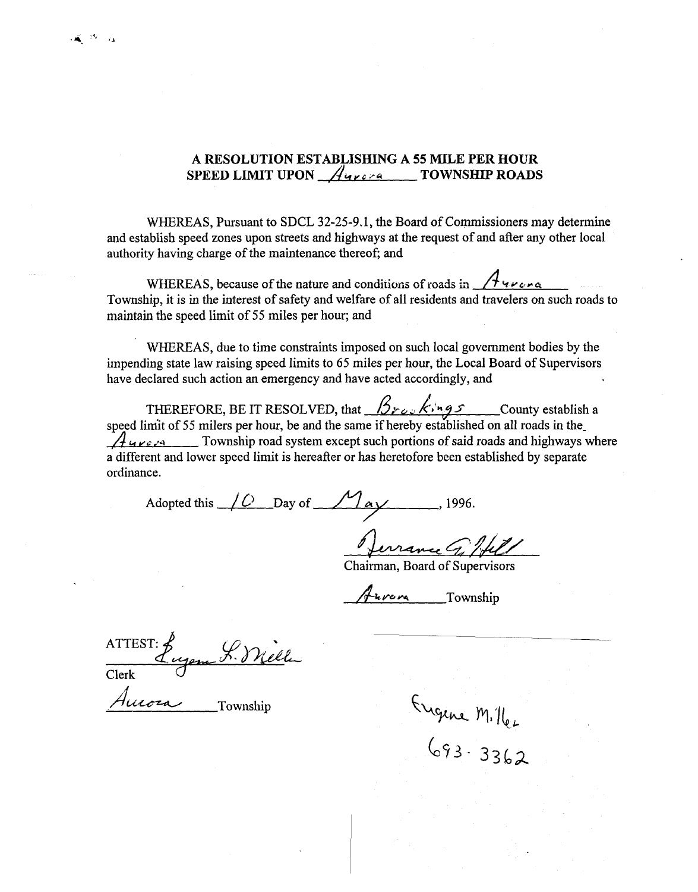# A RESOLUTION ESTABLISHING A 55 MILE PER HOUR SPEED LIMIT UPON Aurora TOWNSHIP ROADS

WHEREAS, Pursuant to SDCL 32-25-9.1, the Board of Commissioners may determine and establish speed zones upon streets and highways at the request of and after any other local authority having charge of the maintenance thereof; and

WHEREAS, because of the nature and conditions of roads in Aurora Township, it is in the interest of safety and welfare of all residents and travelers on such roads to maintain the speed limit of 55 miles per hour; and

WHEREAS, due to time constraints imposed on such local government bodies by the impending state law raising speed limits to 65 miles per hour, the Local Board of Supervisors have declared such action an emergency and have acted accordingly, and

THEREFORE, BE IT RESOLVED, that Brookings County establish a speed limit of 55 milers per hour, be and the same if hereby established on all roads in the Aurora Township road system except such portions of said roads and highways where a different and lower speed limit is hereafter or has heretofore been established by separate ordinance.

Adopted this 10 Day of May, 1996.

Terrance G. Hill
Chairman, Board of Supervisors

Aurora Township

ATTEST: Eugene L. Miller
Clerk

Aurora Township

Eugene Miller
693-3362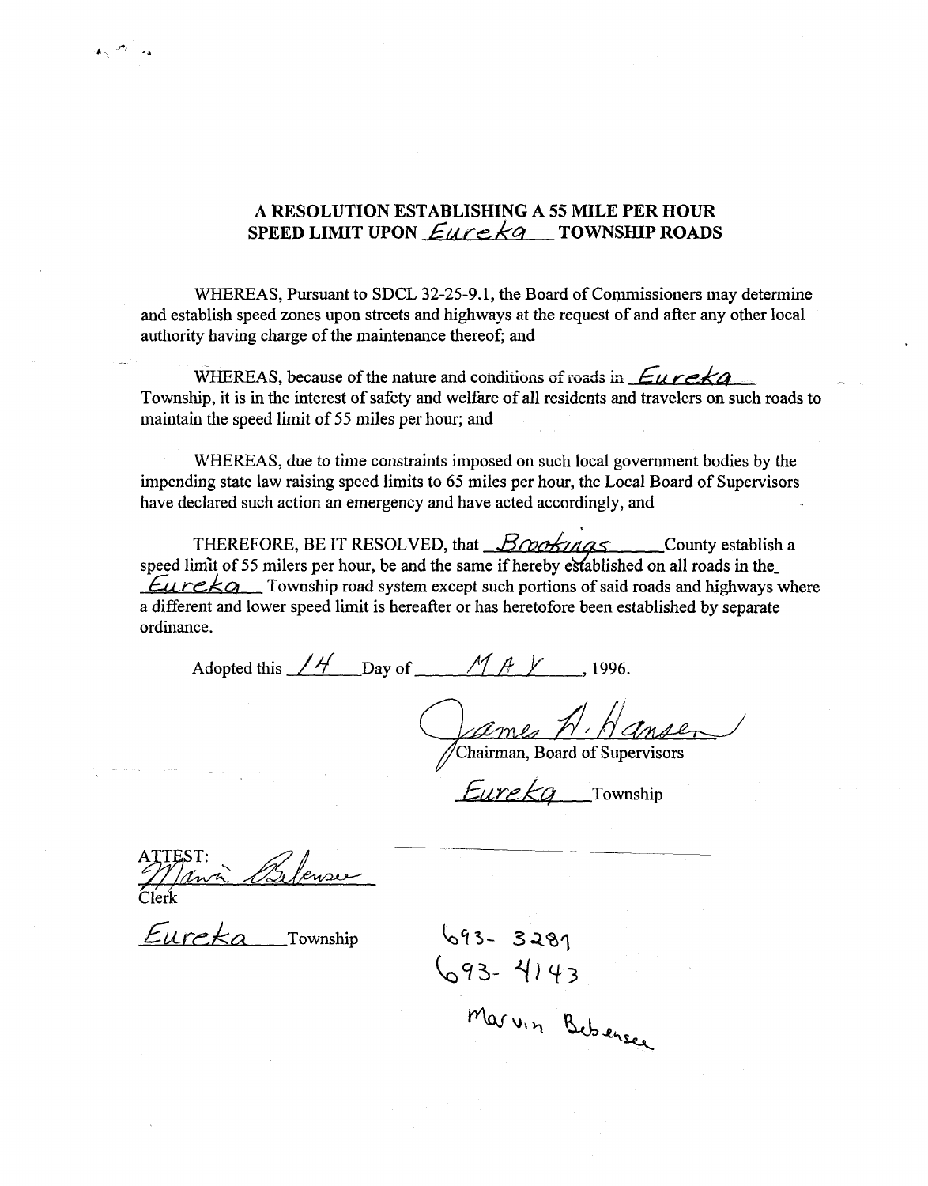# A RESOLUTION ESTABLISHING A 55 MILE PER HOUR SPEED LIMIT UPON Eureka TOWNSHIP ROADS

WHEREAS, Pursuant to SDCL 32-25-9.1, the Board of Commissioners may determine and establish speed zones upon streets and highways at the request of and after any other local authority having charge of the maintenance thereof; and

WHEREAS, because of the nature and conditions of roads in Eureka Township, it is in the interest of safety and welfare of all residents and travelers on such roads to maintain the speed limit of 55 miles per hour; and

WHEREAS, due to time constraints imposed on such local government bodies by the impending state law raising speed limits to 65 miles per hour, the Local Board of Supervisors have declared such action an emergency and have acted accordingly, and

THEREFORE, BE IT RESOLVED, that Brookings County establish a speed limit of 55 milers per hour, be and the same if hereby established on all roads in the Eureka Township road system except such portions of said roads and highways where a different and lower speed limit is hereafter or has heretofore been established by separate ordinance.

Adopted this 14 Day of MAY, 1996.

James H. Hansen
Chairman, Board of Supervisors

Eureka Township

ATTEST: Marvin Bebensee
Clerk

Eureka Township

693-3281
693-4143

Marvin Bebensee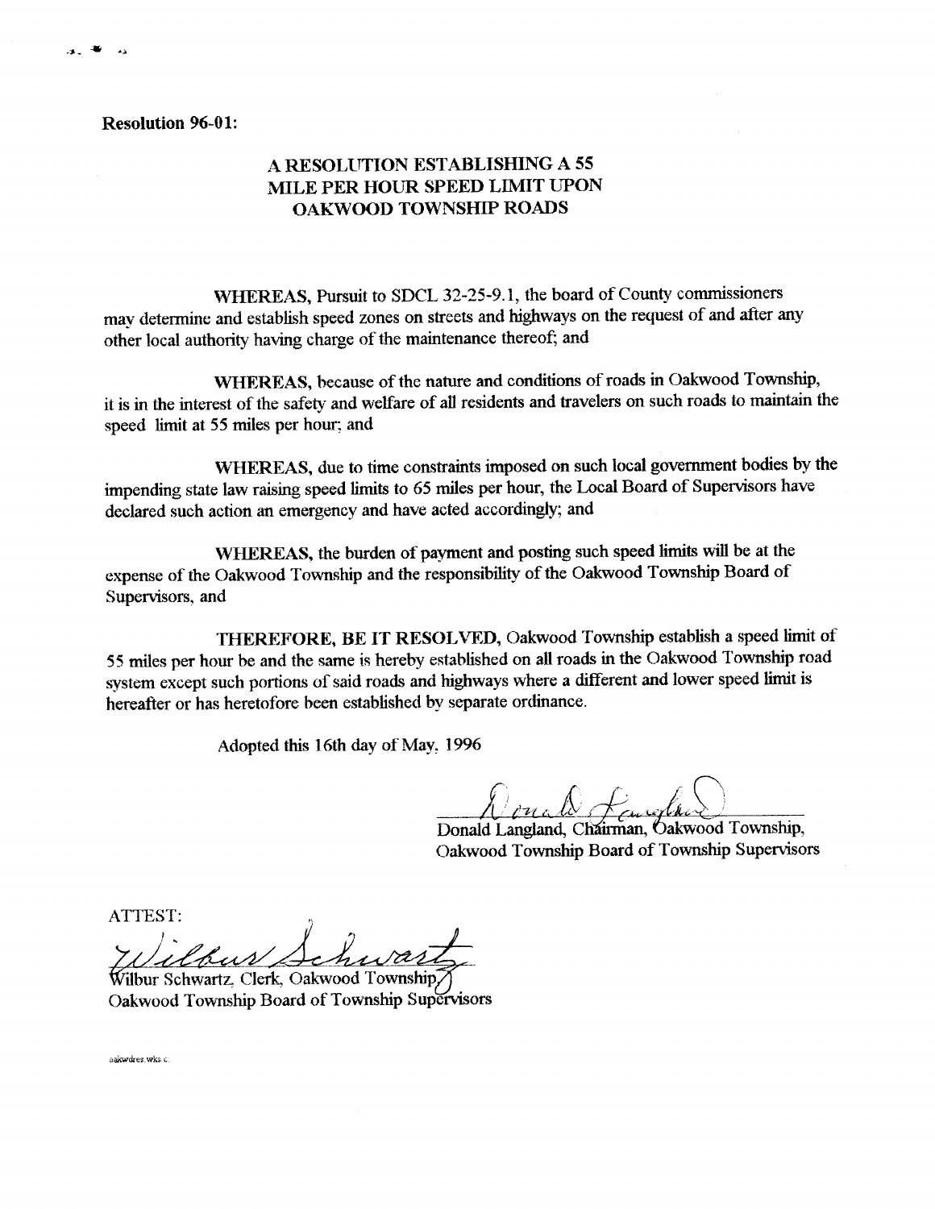**Resolution 96-01:**

## A RESOLUTION ESTABLISHING A 55 MILE PER HOUR SPEED LIMIT UPON OAKWOOD TOWNSHIP ROADS

**WHEREAS,** Pursuit to SDCL 32-25-9.1, the board of County commissioners may determine and establish speed zones on streets and highways on the request of and after any other local authority having charge of the maintenance thereof; and

**WHEREAS,** because of the nature and conditions of roads in Oakwood Township, it is in the interest of the safety and welfare of all residents and travelers on such roads to maintain the speed limit at 55 miles per hour; and

**WHEREAS,** due to time constraints imposed on such local government bodies by the impending state law raising speed limits to 65 miles per hour, the Local Board of Supervisors have declared such action an emergency and have acted accordingly; and

**WHEREAS,** the burden of payment and posting such speed limits will be at the expense of the Oakwood Township and the responsibility of the Oakwood Township Board of Supervisors, and

**THEREFORE, BE IT RESOLVED,** Oakwood Township establish a speed limit of 55 miles per hour be and the same is hereby established on all roads in the Oakwood Township road system except such portions of said roads and highways where a different and lower speed limit is hereafter or has heretofore been established by separate ordinance.

Adopted this 16th day of May, 1996

Donald Langland, Chairman, Oakwood Township,
Oakwood Township Board of Township Supervisors

ATTEST:

Wilbur Schwartz, Clerk, Oakwood Township,
Oakwood Township Board of Township Supervisors

oakwdres.wks c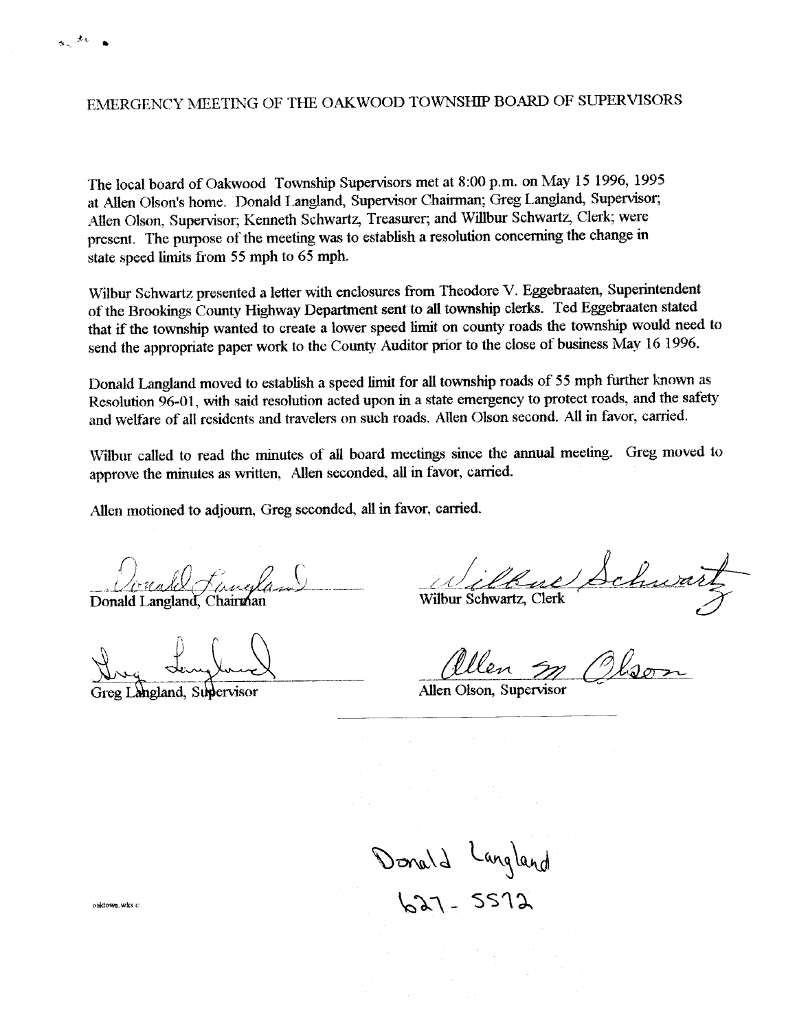# EMERGENCY MEETING OF THE OAKWOOD TOWNSHIP BOARD OF SUPERVISORS

The local board of Oakwood Township Supervisors met at 8:00 p.m. on May 15 1996, 1995 at Allen Olson's home. Donald Langland, Supervisor Chairman; Greg Langland, Supervisor; Allen Olson, Supervisor; Kenneth Schwartz, Treasurer; and Willbur Schwartz, Clerk; were present. The purpose of the meeting was to establish a resolution concerning the change in state speed limits from 55 mph to 65 mph.

Wilbur Schwartz presented a letter with enclosures from Theodore V. Eggebraaten, Superintendent of the Brookings County Highway Department sent to all township clerks. Ted Eggebraaten stated that if the township wanted to create a lower speed limit on county roads the township would need to send the appropriate paper work to the County Auditor prior to the close of business May 16 1996.

Donald Langland moved to establish a speed limit for all township roads of 55 mph further known as Resolution 96-01, with said resolution acted upon in a state emergency to protect roads, and the safety and welfare of all residents and travelers on such roads. Allen Olson second. All in favor, carried.

Wilbur called to read the minutes of all board meetings since the annual meeting. Greg moved to approve the minutes as written, Allen seconded, all in favor, carried.

Allen motioned to adjourn, Greg seconded, all in favor, carried.

Donald Langland, Chairman

Wilbur Schwartz, Clerk

Greg Langland, Supervisor

Allen Olson, Supervisor

Donald Langland
627-5572

oaktown.wks c: